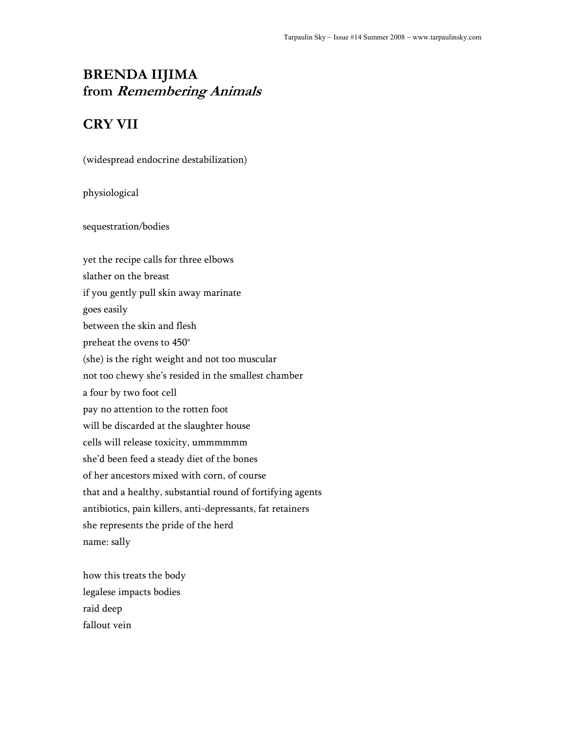# BRENDA IIJIMA
# from *Remembering Animals*

## CRY VII

(widespread endocrine destabilization)

physiological

sequestration/bodies

yet the recipe calls for three elbows  
slather on the breast  
if you gently pull skin away marinate  
goes easily  
between the skin and flesh  
preheat the ovens to 450°  
(she) is the right weight and not too muscular  
not too chewy she's resided in the smallest chamber  
a four by two foot cell  
pay no attention to the rotten foot  
will be discarded at the slaughter house  
cells will release toxicity, ummmmmm  
she'd been feed a steady diet of the bones  
of her ancestors mixed with corn, of course  
that and a healthy, substantial round of fortifying agents  
antibiotics, pain killers, anti-depressants, fat retainers  
she represents the pride of the herd  
name: sally

how this treats the body  
legalese impacts bodies  
raid deep  
fallout vein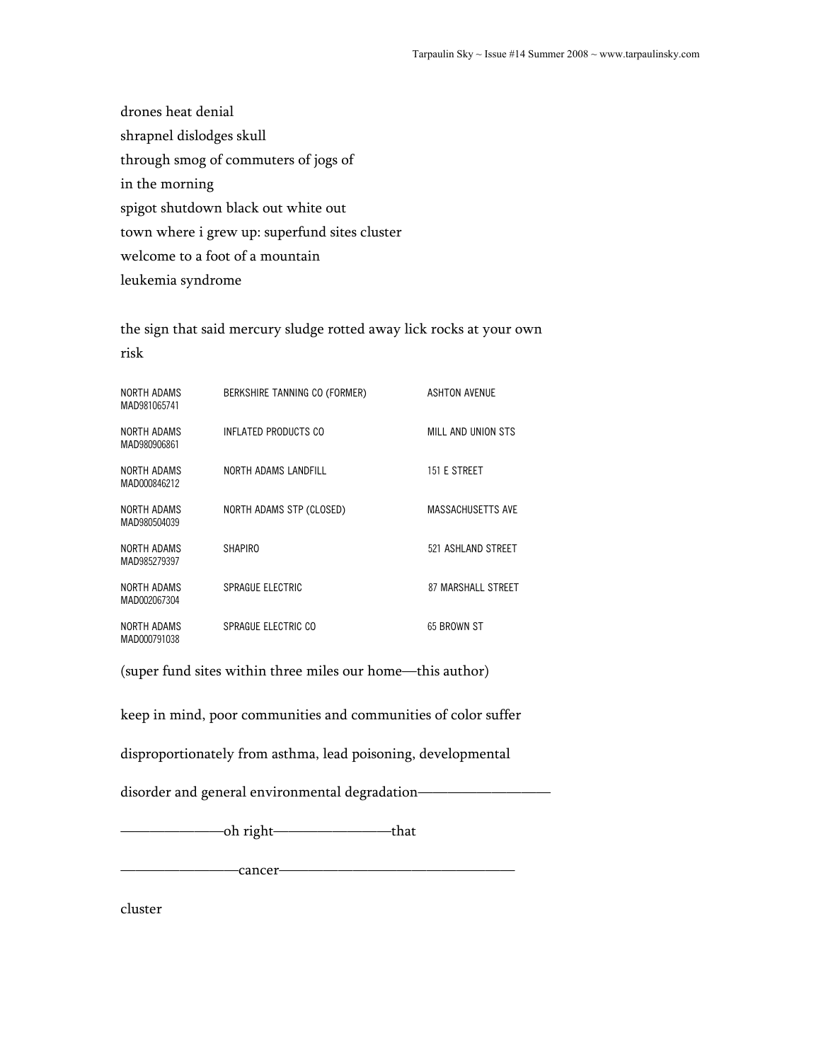drones heat denial
shrapnel dislodges skull
through smog of commuters of jogs of
in the morning
spigot shutdown black out white out
town where i grew up: superfund sites cluster
welcome to a foot of a mountain
leukemia syndrome

the sign that said mercury sludge rotted away lick rocks at your own
risk

| | | |
|---|---|---|
| NORTH ADAMS MAD981065741 | BERKSHIRE TANNING CO (FORMER) | ASHTON AVENUE |
| NORTH ADAMS MAD980906861 | INFLATED PRODUCTS CO | MILL AND UNION STS |
| NORTH ADAMS MAD000846212 | NORTH ADAMS LANDFILL | 151 E STREET |
| NORTH ADAMS MAD980504039 | NORTH ADAMS STP (CLOSED) | MASSACHUSETTS AVE |
| NORTH ADAMS MAD985279397 | SHAPIRO | 521 ASHLAND STREET |
| NORTH ADAMS MAD002067304 | SPRAGUE ELECTRIC | 87 MARSHALL STREET |
| NORTH ADAMS MAD000791038 | SPRAGUE ELECTRIC CO | 65 BROWN ST |

(super fund sites within three miles our home—this author)

keep in mind, poor communities and communities of color suffer

disproportionately from asthma, lead poisoning, developmental

disorder and general environmental degradation——————————

————————oh right—————————that

—————————cancer———————————————————

cluster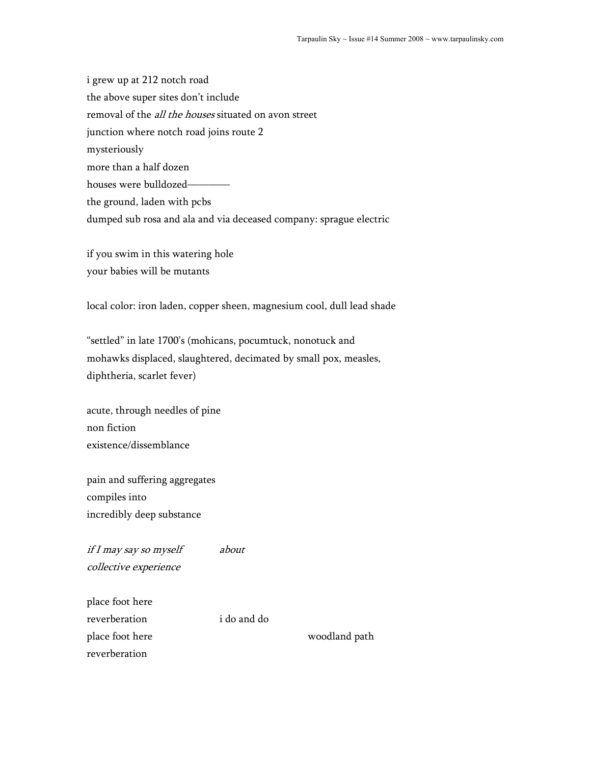i grew up at 212 notch road  
the above super sites don't include  
removal of the *all the houses* situated on avon street  
junction where notch road joins route 2  
mysteriously  
more than a half dozen  
houses were bulldozed————  
the ground, laden with pcbs  
dumped sub rosa and ala and via deceased company: sprague electric

if you swim in this watering hole  
your babies will be mutants

local color: iron laden, copper sheen, magnesium cool, dull lead shade

"settled" in late 1700's (mohicans, pocumtuck, nonotuck and  
mohawks displaced, slaughtered, decimated by small pox, measles,  
diphtheria, scarlet fever)

acute, through needles of pine  
non fiction  
existence/dissemblance

pain and suffering aggregates  
compiles into  
incredibly deep substance

*if I may say so myself*            *about*  
*collective experience*

place foot here  
reverberation                    i do and do  
place foot here                                        woodland path  
reverberation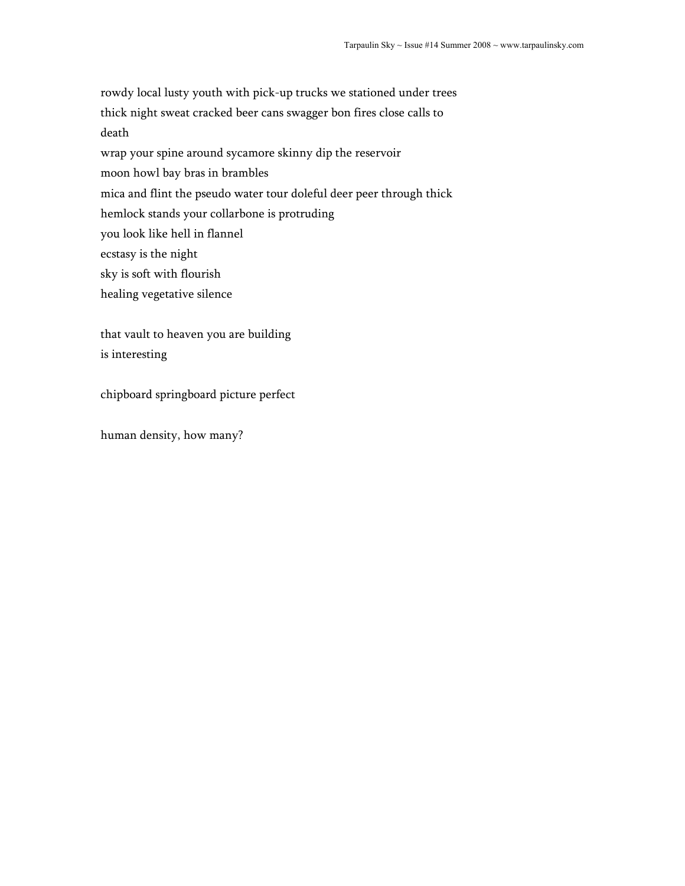rowdy local lusty youth with pick-up trucks we stationed under trees  
thick night sweat cracked beer cans swagger bon fires close calls to  
death  
wrap your spine around sycamore skinny dip the reservoir  
moon howl bay bras in brambles  
mica and flint the pseudo water tour doleful deer peer through thick  
hemlock stands your collarbone is protruding  
you look like hell in flannel  
ecstasy is the night  
sky is soft with flourish  
healing vegetative silence

that vault to heaven you are building  
is interesting

chipboard springboard picture perfect

human density, how many?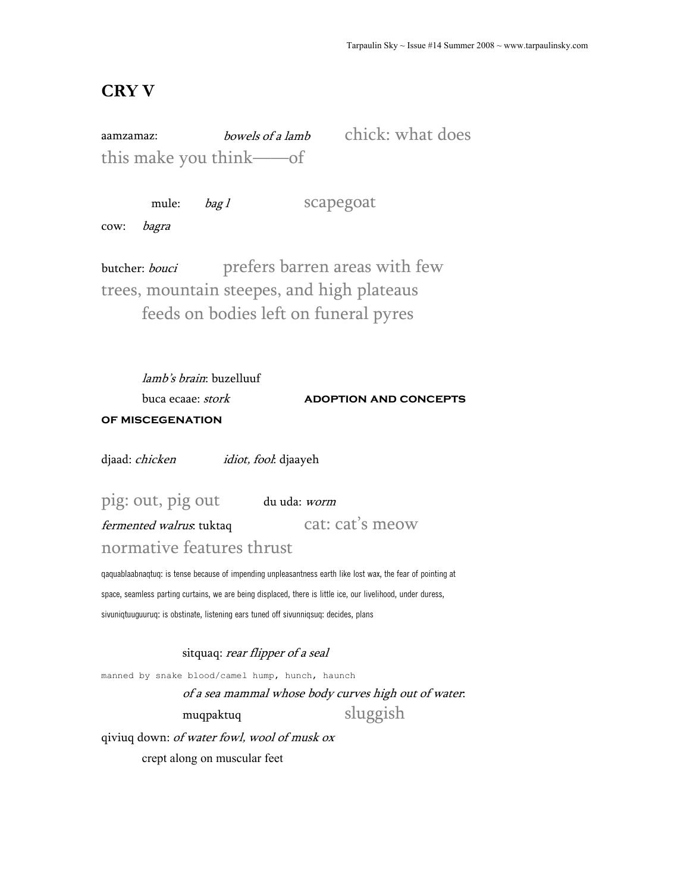## CRY V

aamzamaz: *bowels of a lamb* chick: what does this make you think——of

mule: *bag l* scapegoat

cow: *bagra*

butcher: *bouci* prefers barren areas with few trees, mountain steepes, and high plateaus feeds on bodies left on funeral pyres

*lamb's brain*: buzelluuf

buca ecaae: *stork* **ADOPTION AND CONCEPTS OF MISCEGENATION**

djaad: *chicken* *idiot, fool*: djaayeh

pig: out, pig out du uda: *worm*

*fermented walrus*: tuktaq cat: cat's meow

normative features thrust

qaquablaabnaqtuq: is tense because of impending unpleasantness earth like lost wax, the fear of pointing at space, seamless parting curtains, we are being displaced, there is little ice, our livelihood, under duress, sivuniqtuuguuruq: is obstinate, listening ears tuned off sivunniqsuq: decides, plans

sitquaq: *rear flipper of a seal*

manned by snake blood/camel hump, hunch, haunch

*of a sea mammal whose body curves high out of water*:

muqpaktuq sluggish

qiviuq down: *of water fowl, wool of musk ox*

crept along on muscular feet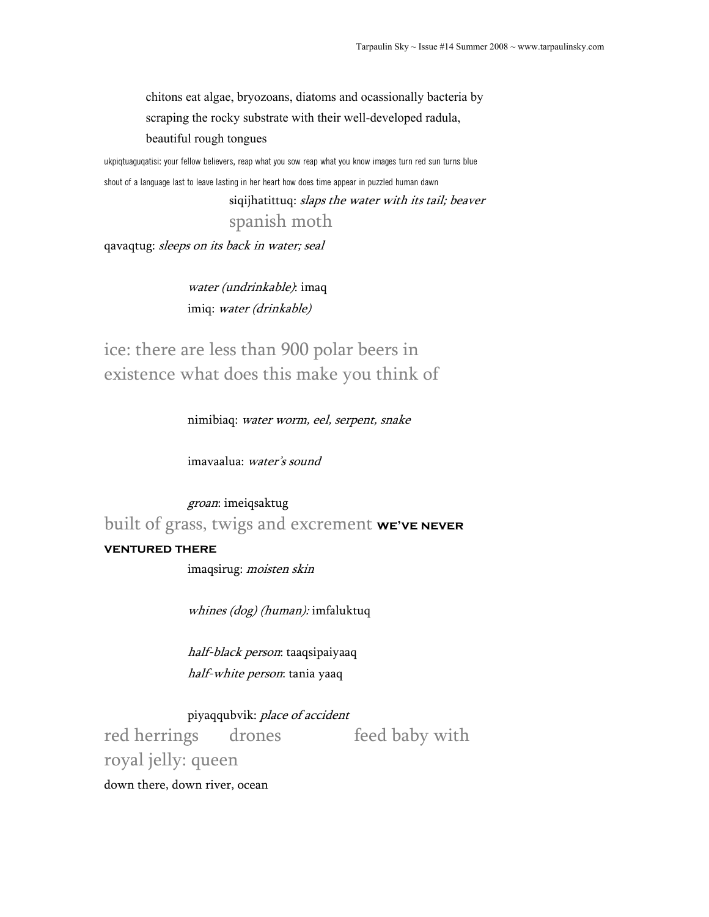chitons eat algae, bryozoans, diatoms and ocassionally bacteria by scraping the rocky substrate with their well-developed radula, beautiful rough tongues

ukpiqtuaguqatisi: your fellow believers, reap what you sow reap what you know images turn red sun turns blue

shout of a language last to leave lasting in her heart how does time appear in puzzled human dawn

siqijhatittuq: *slaps the water with its tail; beaver*

spanish moth

qavaqtug: *sleeps on its back in water; seal*

*water (undrinkable)*: imaq

imiq: *water (drinkable)*

ice: there are less than 900 polar beers in existence what does this make you think of

nimibiaq: *water worm, eel, serpent, snake*

imavaalua: *water's sound*

*groan*: imeiqsaktug

built of grass, twigs and excrement **WE'VE NEVER VENTURED THERE**

imaqsirug: *moisten skin*

*whines (dog) (human):* imfaluktuq

*half-black person*: taaqsipaiyaaq

*half-white person*: tania yaaq

piyaqqubvik: *place of accident*

red herrings     drones     feed baby with royal jelly: queen

down there, down river, ocean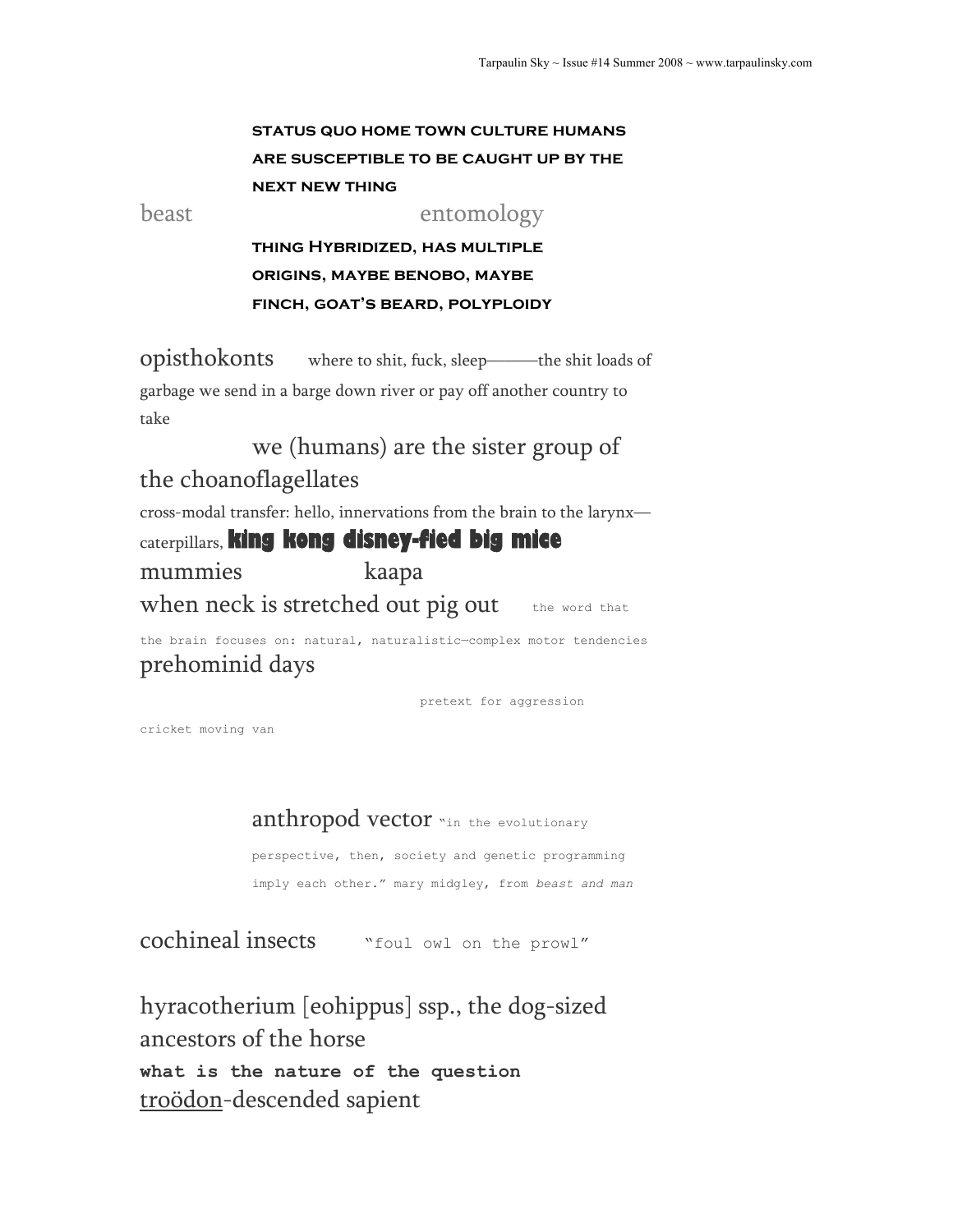**STATUS QUO HOME TOWN CULTURE HUMANS ARE SUSCEPTIBLE TO BE CAUGHT UP BY THE NEXT NEW THING**

beast entomology

**THING HYBRIDIZED, HAS MULTIPLE ORIGINS, MAYBE BENOBO, MAYBE FINCH, GOAT'S BEARD, POLYPLOIDY**

opisthokonts where to shit, fuck, sleep———the shit loads of garbage we send in a barge down river or pay off another country to take

we (humans) are the sister group of the choanoflagellates

cross-modal transfer: hello, innervations from the brain to the larynx—caterpillars, **king kong disney-fied big mice**

mummies kaapa

when neck is stretched out pig out the word that the brain focuses on: natural, naturalistic—complex motor tendencies

prehominid days

pretext for aggression

cricket moving van

anthropod vector "in the evolutionary perspective, then, society and genetic programming imply each other." mary midgley, from *beast and man*

cochineal insects "foul owl on the prowl"

hyracotherium [eohippus] ssp., the dog-sized ancestors of the horse

**what is the nature of the question**

troödon-descended sapient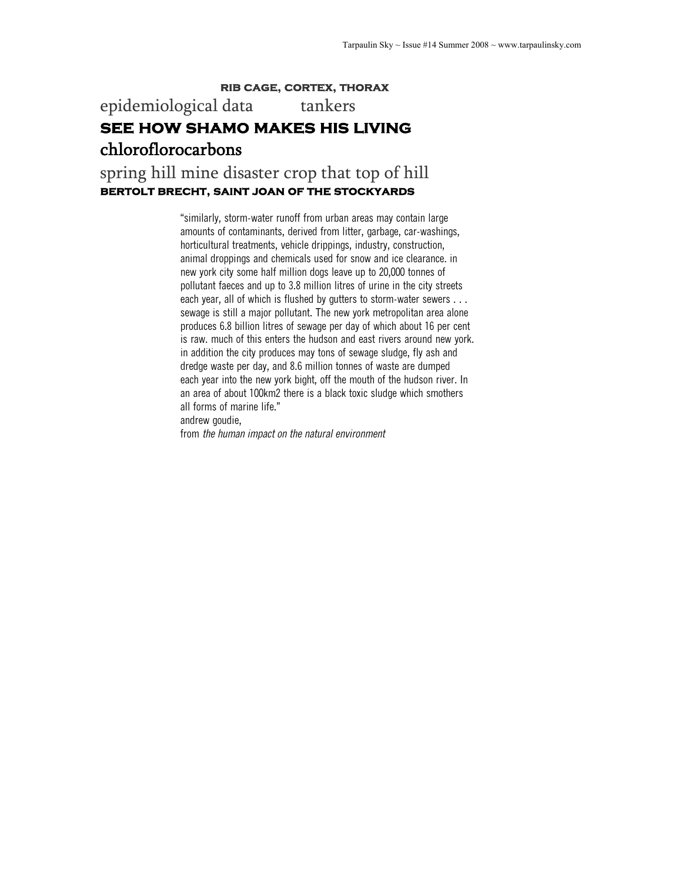**RIB CAGE, CORTEX, THORAX**

epidemiological data          tankers

**SEE HOW SHAMO MAKES HIS LIVING**

chloroflorocarbons

spring hill mine disaster crop that top of hill

**BERTOLT BRECHT, SAINT JOAN OF THE STOCKYARDS**

> "similarly, storm-water runoff from urban areas may contain large amounts of contaminants, derived from litter, garbage, car-washings, horticultural treatments, vehicle drippings, industry, construction, animal droppings and chemicals used for snow and ice clearance. in new york city some half million dogs leave up to 20,000 tonnes of pollutant faeces and up to 3.8 million litres of urine in the city streets each year, all of which is flushed by gutters to storm-water sewers . . . sewage is still a major pollutant. The new york metropolitan area alone produces 6.8 billion litres of sewage per day of which about 16 per cent is raw. much of this enters the hudson and east rivers around new york. in addition the city produces may tons of sewage sludge, fly ash and dredge waste per day, and 8.6 million tonnes of waste are dumped each year into the new york bight, off the mouth of the hudson river. In an area of about 100km2 there is a black toxic sludge which smothers all forms of marine life."
>
> andrew goudie,
>
> from *the human impact on the natural environment*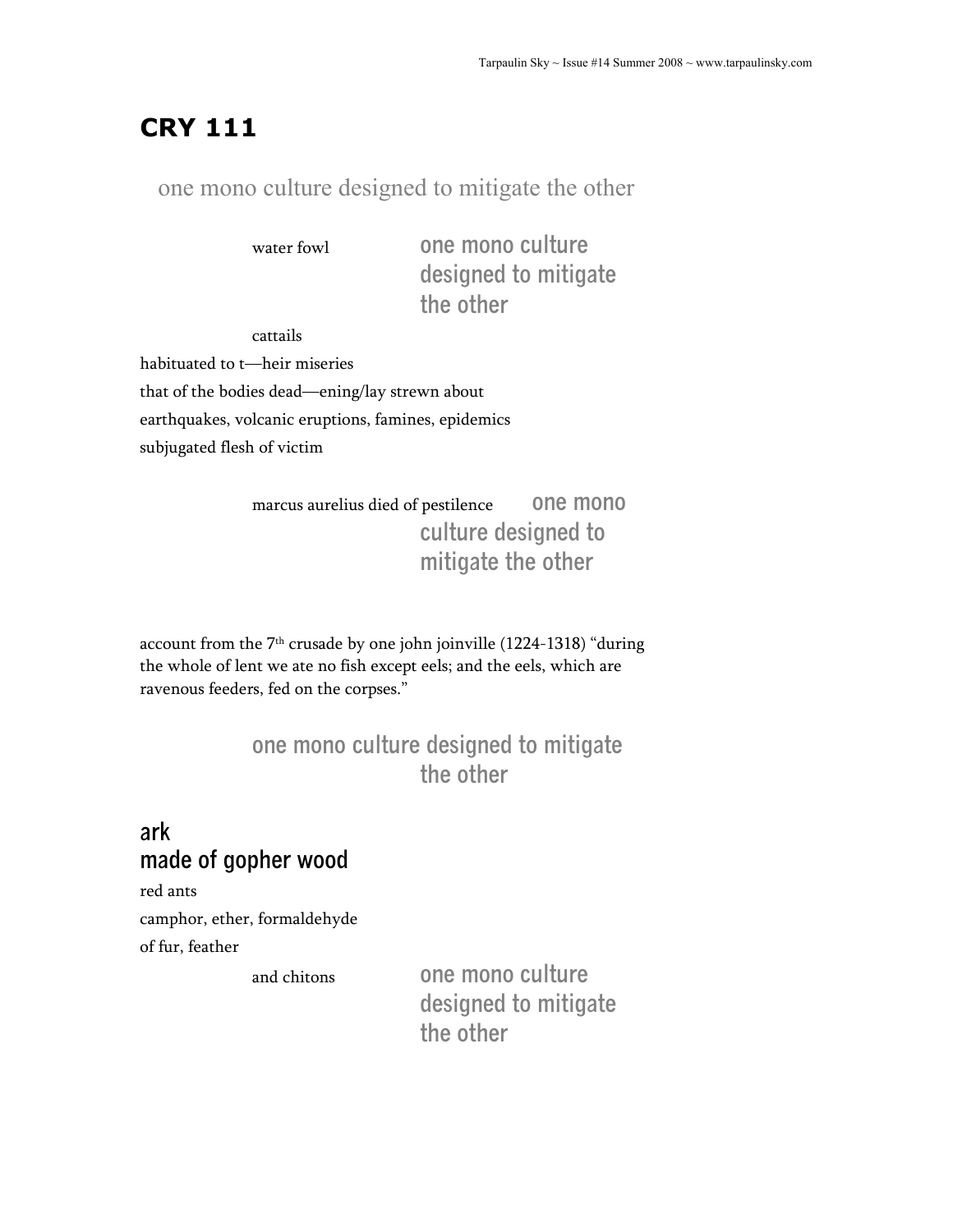## CRY 111

one mono culture designed to mitigate the other

water fowl

**one mono culture designed to mitigate the other**

cattails

habituated to t—heir miseries

that of the bodies dead—ening/lay strewn about

earthquakes, volcanic eruptions, famines, epidemics

subjugated flesh of victim

marcus aurelius died of pestilence

**one mono culture designed to mitigate the other**

account from the 7th crusade by one john joinville (1224-1318) "during the whole of lent we ate no fish except eels; and the eels, which are ravenous feeders, fed on the corpses."

**one mono culture designed to mitigate the other**

### ark
### made of gopher wood

red ants

camphor, ether, formaldehyde

of fur, feather

and chitons

**one mono culture designed to mitigate the other**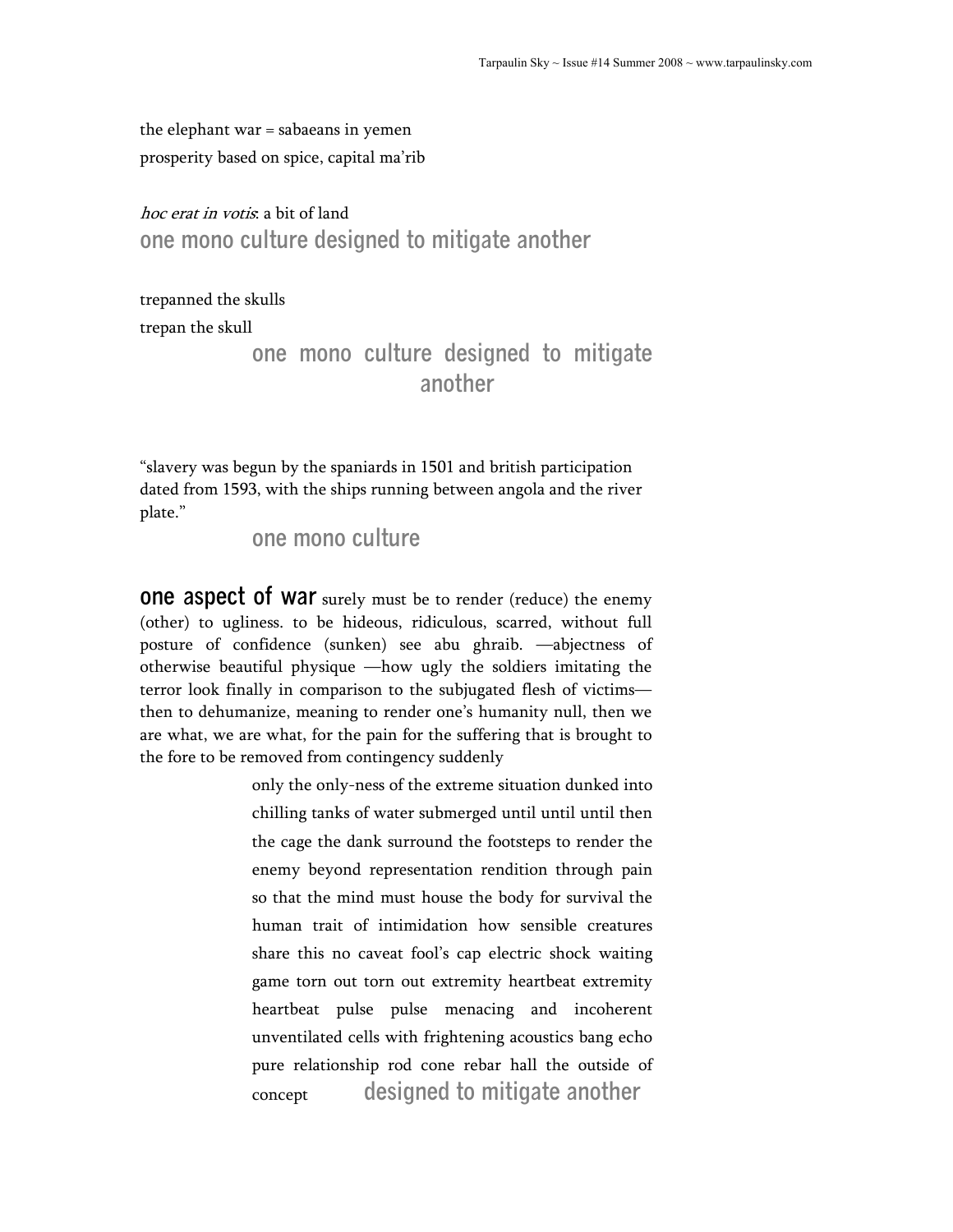the elephant war = sabaeans in yemen
prosperity based on spice, capital ma'rib

*hoc erat in votis*: a bit of land
**one mono culture designed to mitigate another**

trepanned the skulls
trepan the skull

**one mono culture designed to mitigate another**

"slavery was begun by the spaniards in 1501 and british participation dated from 1593, with the ships running between angola and the river plate."

**one mono culture**

**one aspect of war** surely must be to render (reduce) the enemy (other) to ugliness. to be hideous, ridiculous, scarred, without full posture of confidence (sunken) see abu ghraib. —abjectness of otherwise beautiful physique —how ugly the soldiers imitating the terror look finally in comparison to the subjugated flesh of victims— then to dehumanize, meaning to render one's humanity null, then we are what, we are what, for the pain for the suffering that is brought to the fore to be removed from contingency suddenly

only the only-ness of the extreme situation dunked into chilling tanks of water submerged until until until then the cage the dank surround the footsteps to render the enemy beyond representation rendition through pain so that the mind must house the body for survival the human trait of intimidation how sensible creatures share this no caveat fool's cap electric shock waiting game torn out torn out extremity heartbeat extremity heartbeat pulse pulse menacing and incoherent unventilated cells with frightening acoustics bang echo pure relationship rod cone rebar hall the outside of concept **designed to mitigate another**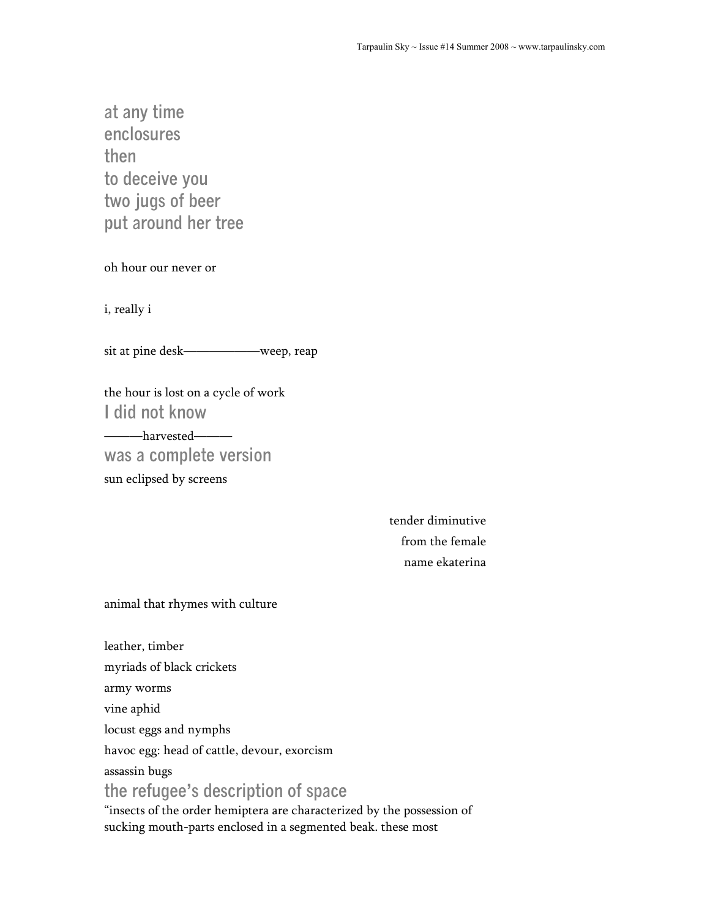at any time
enclosures
then
to deceive you
two jugs of beer
put around her tree

oh hour our never or

i, really i

sit at pine desk————————weep, reap

the hour is lost on a cycle of work
I did not know
———harvested———
was a complete version
sun eclipsed by screens

tender diminutive
from the female
name ekaterina

animal that rhymes with culture

leather, timber
myriads of black crickets
army worms
vine aphid
locust eggs and nymphs
havoc egg: head of cattle, devour, exorcism
assassin bugs
the refugee's description of space
"insects of the order hemiptera are characterized by the possession of sucking mouth-parts enclosed in a segmented beak. these most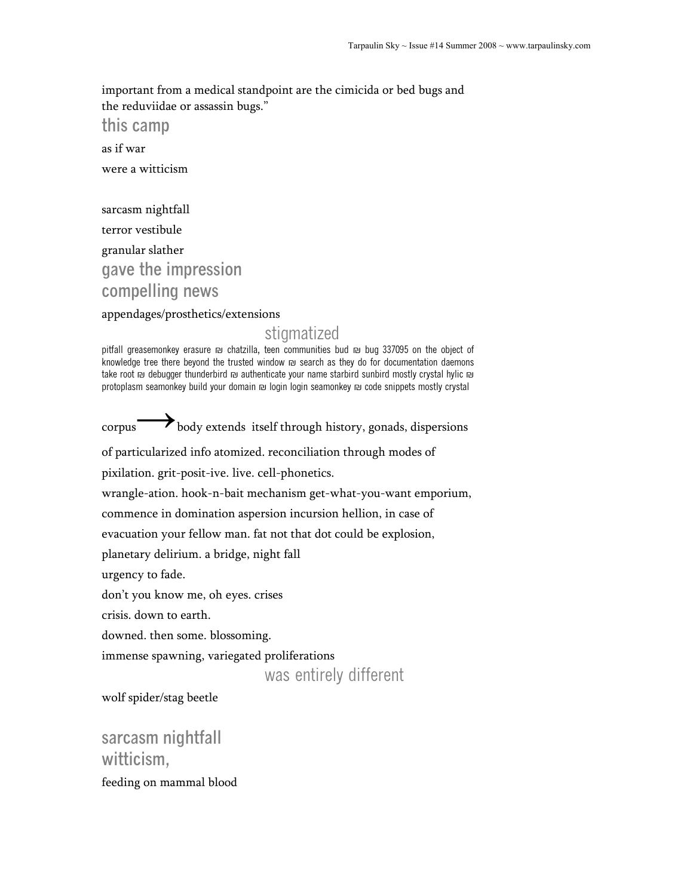important from a medical standpoint are the cimicida or bed bugs and the reduviidae or assassin bugs."

this camp

as if war

were a witticism

sarcasm nightfall

terror vestibule

granular slather

gave the impression

compelling news

appendages/prosthetics/extensions

stigmatized

pitfall greasemonkey erasure ₪ chatzilla, teen communities bud ₪ bug 337095 on the object of knowledge tree there beyond the trusted window ₪ search as they do for documentation daemons take root ₪ debugger thunderbird ₪ authenticate your name starbird sunbird mostly crystal hylic ₪ protoplasm seamonkey build your domain ₪ login login seamonkey ₪ code snippets mostly crystal

corpus ⟶ body extends itself through history, gonads, dispersions

of particularized info atomized. reconciliation through modes of

pixilation. grit-posit-ive. live. cell-phonetics.

wrangle-ation. hook-n-bait mechanism get-what-you-want emporium,

commence in domination aspersion incursion hellion, in case of

evacuation your fellow man. fat not that dot could be explosion,

planetary delirium. a bridge, night fall

urgency to fade.

don't you know me, oh eyes. crises

crisis. down to earth.

downed. then some. blossoming.

immense spawning, variegated proliferations

was entirely different

wolf spider/stag beetle

sarcasm nightfall

witticism,

feeding on mammal blood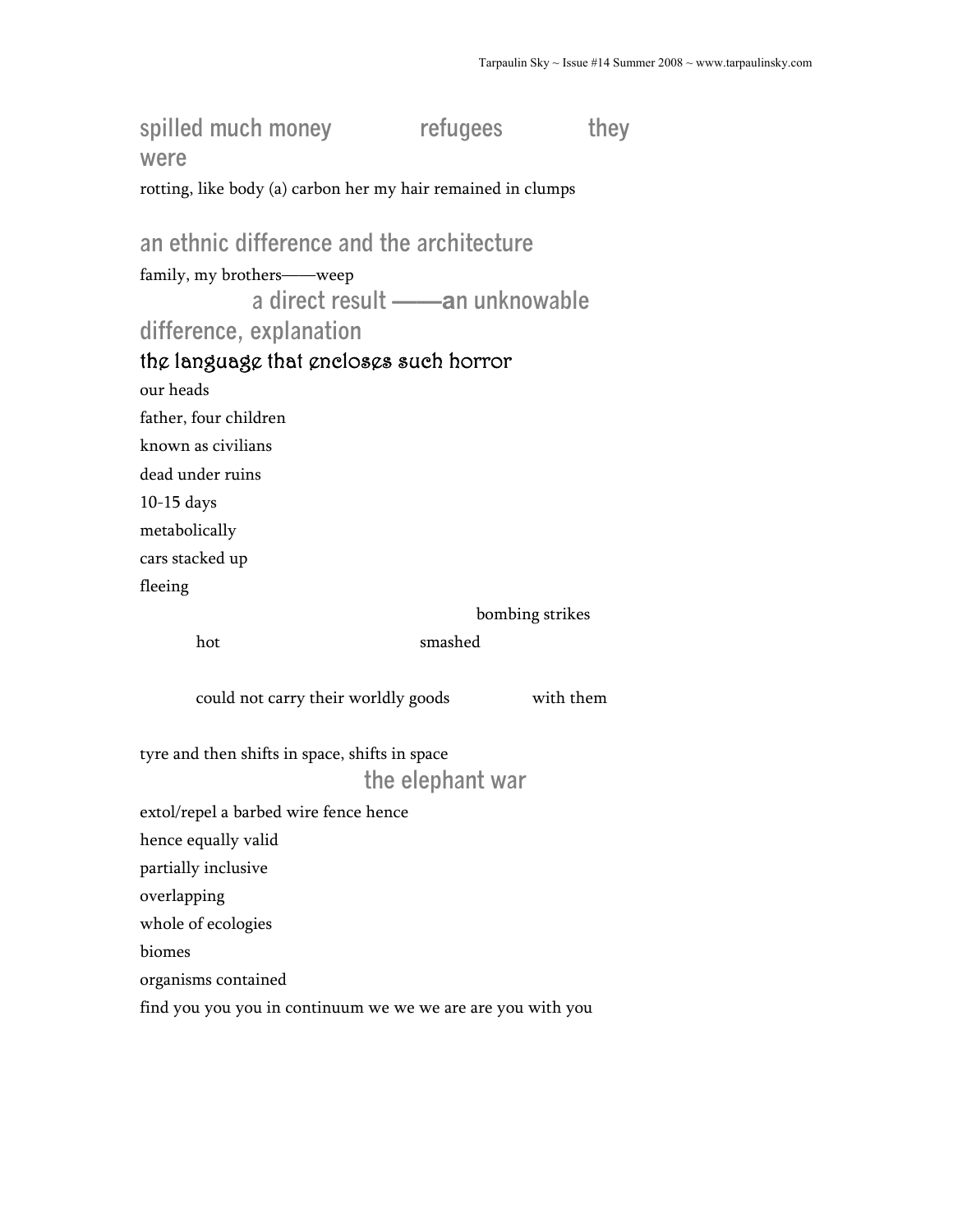spilled much money refugees they were

rotting, like body (a) carbon her my hair remained in clumps

an ethnic difference and the architecture

family, my brothers——weep

a direct result ——an unknowable difference, explanation

the language that encloses such horror

our heads

father, four children

known as civilians

dead under ruins

10-15 days

metabolically

cars stacked up

fleeing

bombing strikes

hot smashed

could not carry their worldly goods with them

tyre and then shifts in space, shifts in space

the elephant war

extol/repel a barbed wire fence hence

hence equally valid

partially inclusive

overlapping

whole of ecologies

biomes

organisms contained

find you you you in continuum we we we are are you with you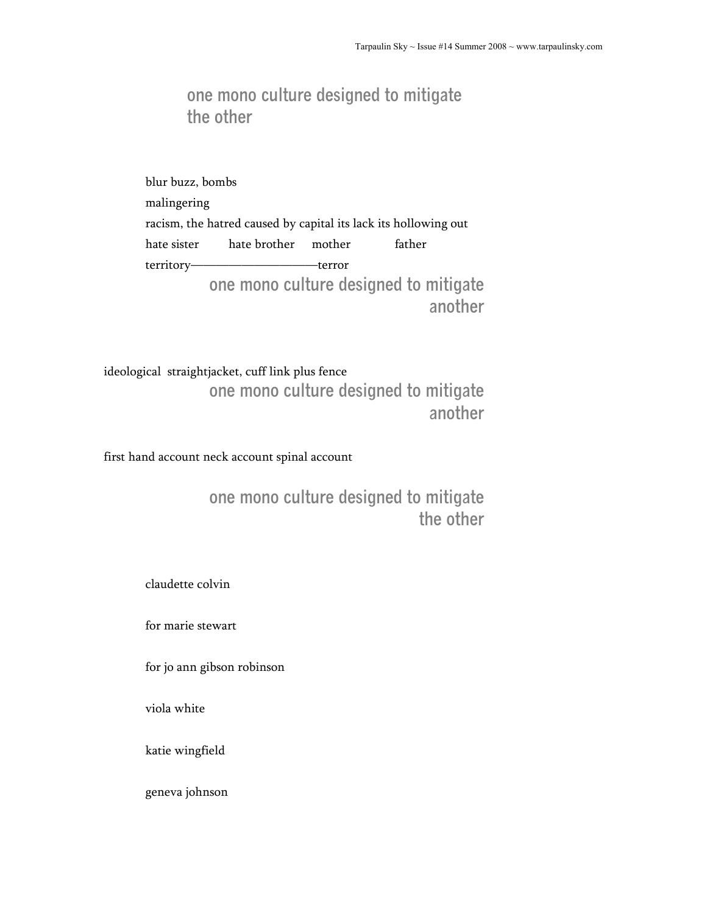## one mono culture designed to mitigate the other

blur buzz, bombs

malingering

racism, the hatred caused by capital its lack its hollowing out

hate sister hate brother mother father

territory——————————terror

## one mono culture designed to mitigate another

ideological straightjacket, cuff link plus fence

## one mono culture designed to mitigate another

first hand account neck account spinal account

## one mono culture designed to mitigate the other

claudette colvin

for marie stewart

for jo ann gibson robinson

viola white

katie wingfield

geneva johnson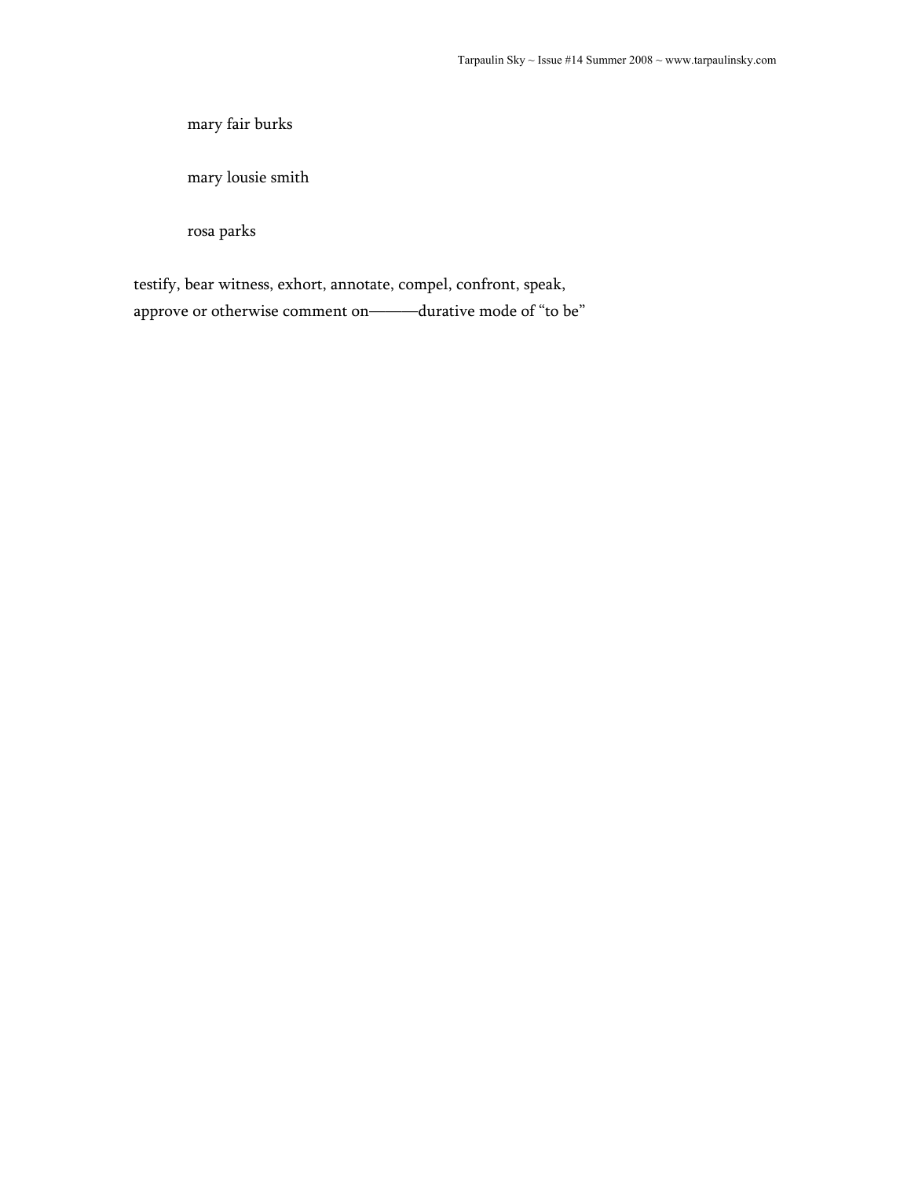mary fair burks

mary lousie smith

rosa parks

testify, bear witness, exhort, annotate, compel, confront, speak,
approve or otherwise comment on———durative mode of "to be"